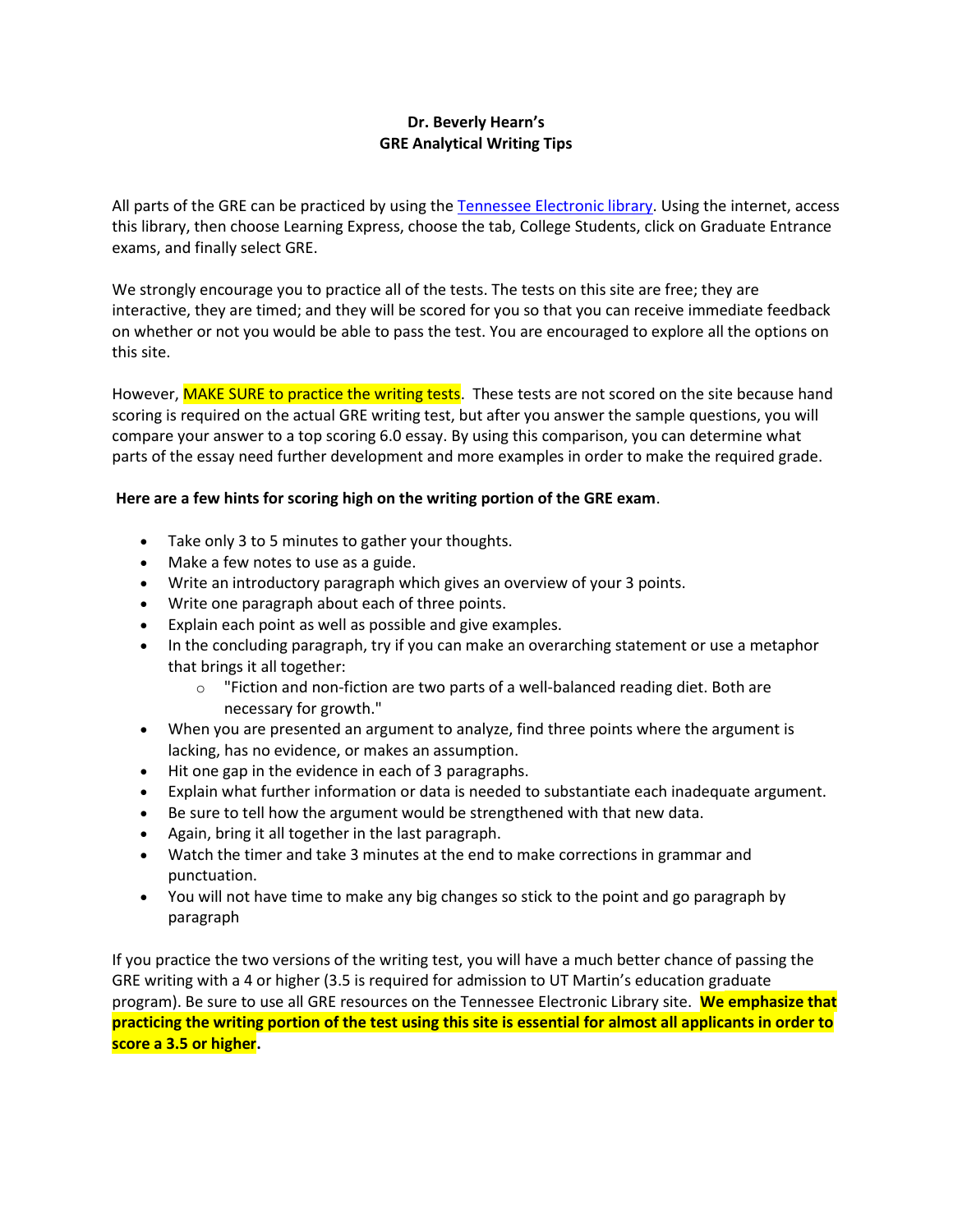# Dr. Beverly Hearn's
# GRE Analytical Writing Tips

All parts of the GRE can be practiced by using the Tennessee Electronic library. Using the internet, access this library, then choose Learning Express, choose the tab, College Students, click on Graduate Entrance exams, and finally select GRE.

We strongly encourage you to practice all of the tests. The tests on this site are free; they are interactive, they are timed; and they will be scored for you so that you can receive immediate feedback on whether or not you would be able to pass the test. You are encouraged to explore all the options on this site.

However, MAKE SURE to practice the writing tests. These tests are not scored on the site because hand scoring is required on the actual GRE writing test, but after you answer the sample questions, you will compare your answer to a top scoring 6.0 essay. By using this comparison, you can determine what parts of the essay need further development and more examples in order to make the required grade.

**Here are a few hints for scoring high on the writing portion of the GRE exam**.

- Take only 3 to 5 minutes to gather your thoughts.
- Make a few notes to use as a guide.
- Write an introductory paragraph which gives an overview of your 3 points.
- Write one paragraph about each of three points.
- Explain each point as well as possible and give examples.
- In the concluding paragraph, try if you can make an overarching statement or use a metaphor that brings it all together:
    - "Fiction and non-fiction are two parts of a well-balanced reading diet. Both are necessary for growth."
- When you are presented an argument to analyze, find three points where the argument is lacking, has no evidence, or makes an assumption.
- Hit one gap in the evidence in each of 3 paragraphs.
- Explain what further information or data is needed to substantiate each inadequate argument.
- Be sure to tell how the argument would be strengthened with that new data.
- Again, bring it all together in the last paragraph.
- Watch the timer and take 3 minutes at the end to make corrections in grammar and punctuation.
- You will not have time to make any big changes so stick to the point and go paragraph by paragraph

If you practice the two versions of the writing test, you will have a much better chance of passing the GRE writing with a 4 or higher (3.5 is required for admission to UT Martin's education graduate program). Be sure to use all GRE resources on the Tennessee Electronic Library site. **We emphasize that practicing the writing portion of the test using this site is essential for almost all applicants in order to score a 3.5 or higher**.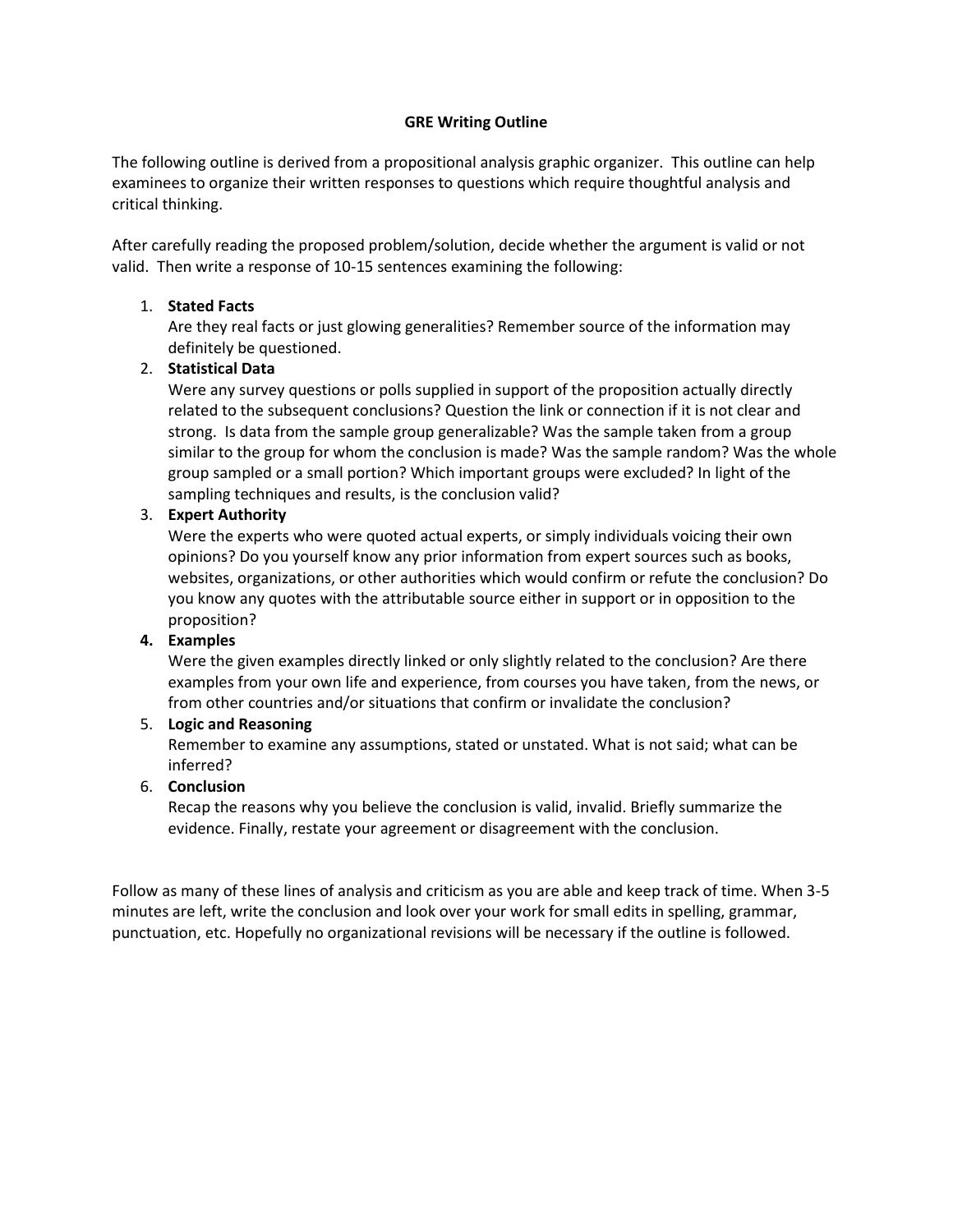# GRE Writing Outline

The following outline is derived from a propositional analysis graphic organizer. This outline can help examinees to organize their written responses to questions which require thoughtful analysis and critical thinking.

After carefully reading the proposed problem/solution, decide whether the argument is valid or not valid. Then write a response of 10-15 sentences examining the following:

1. **Stated Facts**
   Are they real facts or just glowing generalities? Remember source of the information may definitely be questioned.
2. **Statistical Data**
   Were any survey questions or polls supplied in support of the proposition actually directly related to the subsequent conclusions? Question the link or connection if it is not clear and strong. Is data from the sample group generalizable? Was the sample taken from a group similar to the group for whom the conclusion is made? Was the sample random? Was the whole group sampled or a small portion? Which important groups were excluded? In light of the sampling techniques and results, is the conclusion valid?
3. **Expert Authority**
   Were the experts who were quoted actual experts, or simply individuals voicing their own opinions? Do you yourself know any prior information from expert sources such as books, websites, organizations, or other authorities which would confirm or refute the conclusion? Do you know any quotes with the attributable source either in support or in opposition to the proposition?
4. **Examples**
   Were the given examples directly linked or only slightly related to the conclusion? Are there examples from your own life and experience, from courses you have taken, from the news, or from other countries and/or situations that confirm or invalidate the conclusion?
5. **Logic and Reasoning**
   Remember to examine any assumptions, stated or unstated. What is not said; what can be inferred?
6. **Conclusion**
   Recap the reasons why you believe the conclusion is valid, invalid. Briefly summarize the evidence. Finally, restate your agreement or disagreement with the conclusion.

Follow as many of these lines of analysis and criticism as you are able and keep track of time. When 3-5 minutes are left, write the conclusion and look over your work for small edits in spelling, grammar, punctuation, etc. Hopefully no organizational revisions will be necessary if the outline is followed.